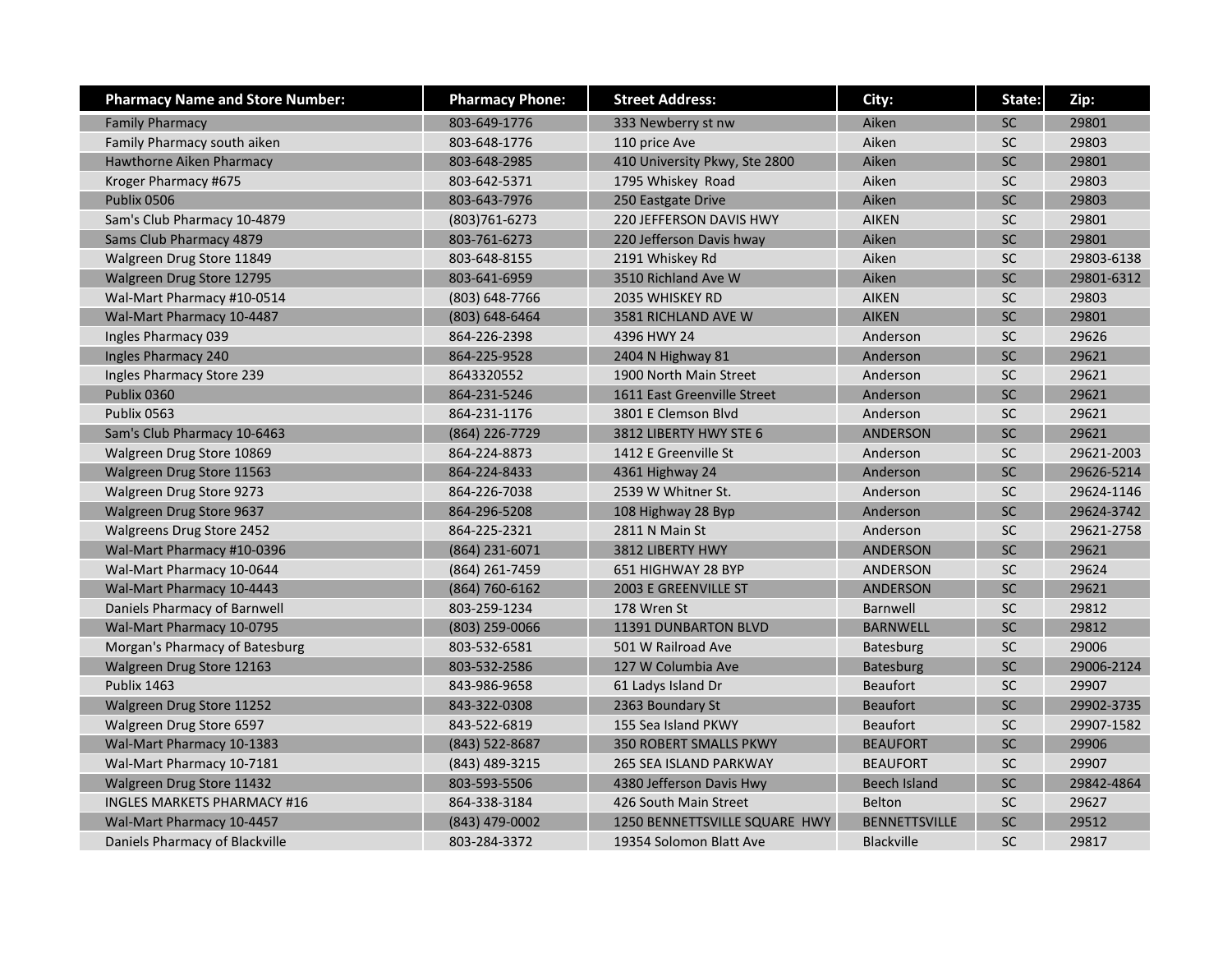| Pharmacy Name and Store Number: | Pharmacy Phone: | Street Address: | City: | State: | Zip: |
|---|---|---|---|---|---|
| Family Pharmacy | 803-649-1776 | 333 Newberry st nw | Aiken | SC | 29801 |
| Family Pharmacy south aiken | 803-648-1776 | 110 price Ave | Aiken | SC | 29803 |
| Hawthorne Aiken Pharmacy | 803-648-2985 | 410 University Pkwy, Ste 2800 | Aiken | SC | 29801 |
| Kroger Pharmacy #675 | 803-642-5371 | 1795 Whiskey Road | Aiken | SC | 29803 |
| Publix 0506 | 803-643-7976 | 250 Eastgate Drive | Aiken | SC | 29803 |
| Sam's Club Pharmacy 10-4879 | (803)761-6273 | 220 JEFFERSON DAVIS HWY | AIKEN | SC | 29801 |
| Sams Club Pharmacy 4879 | 803-761-6273 | 220 Jefferson Davis hway | Aiken | SC | 29801 |
| Walgreen Drug Store 11849 | 803-648-8155 | 2191 Whiskey Rd | Aiken | SC | 29803-6138 |
| Walgreen Drug Store 12795 | 803-641-6959 | 3510 Richland Ave W | Aiken | SC | 29801-6312 |
| Wal-Mart Pharmacy #10-0514 | (803) 648-7766 | 2035 WHISKEY RD | AIKEN | SC | 29803 |
| Wal-Mart Pharmacy 10-4487 | (803) 648-6464 | 3581 RICHLAND AVE W | AIKEN | SC | 29801 |
| Ingles Pharmacy 039 | 864-226-2398 | 4396 HWY 24 | Anderson | SC | 29626 |
| Ingles Pharmacy 240 | 864-225-9528 | 2404 N Highway 81 | Anderson | SC | 29621 |
| Ingles Pharmacy Store 239 | 8643320552 | 1900 North Main Street | Anderson | SC | 29621 |
| Publix 0360 | 864-231-5246 | 1611 East Greenville Street | Anderson | SC | 29621 |
| Publix 0563 | 864-231-1176 | 3801 E Clemson Blvd | Anderson | SC | 29621 |
| Sam's Club Pharmacy 10-6463 | (864) 226-7729 | 3812 LIBERTY HWY STE 6 | ANDERSON | SC | 29621 |
| Walgreen Drug Store 10869 | 864-224-8873 | 1412 E Greenville St | Anderson | SC | 29621-2003 |
| Walgreen Drug Store 11563 | 864-224-8433 | 4361 Highway 24 | Anderson | SC | 29626-5214 |
| Walgreen Drug Store 9273 | 864-226-7038 | 2539 W Whitner St. | Anderson | SC | 29624-1146 |
| Walgreen Drug Store 9637 | 864-296-5208 | 108 Highway 28 Byp | Anderson | SC | 29624-3742 |
| Walgreens Drug Store 2452 | 864-225-2321 | 2811 N Main St | Anderson | SC | 29621-2758 |
| Wal-Mart Pharmacy #10-0396 | (864) 231-6071 | 3812 LIBERTY HWY | ANDERSON | SC | 29621 |
| Wal-Mart Pharmacy 10-0644 | (864) 261-7459 | 651 HIGHWAY 28 BYP | ANDERSON | SC | 29624 |
| Wal-Mart Pharmacy 10-4443 | (864) 760-6162 | 2003 E GREENVILLE ST | ANDERSON | SC | 29621 |
| Daniels Pharmacy of Barnwell | 803-259-1234 | 178 Wren St | Barnwell | SC | 29812 |
| Wal-Mart Pharmacy 10-0795 | (803) 259-0066 | 11391 DUNBARTON BLVD | BARNWELL | SC | 29812 |
| Morgan's Pharmacy of Batesburg | 803-532-6581 | 501 W Railroad Ave | Batesburg | SC | 29006 |
| Walgreen Drug Store 12163 | 803-532-2586 | 127 W Columbia Ave | Batesburg | SC | 29006-2124 |
| Publix 1463 | 843-986-9658 | 61 Ladys Island Dr | Beaufort | SC | 29907 |
| Walgreen Drug Store 11252 | 843-322-0308 | 2363 Boundary St | Beaufort | SC | 29902-3735 |
| Walgreen Drug Store 6597 | 843-522-6819 | 155 Sea Island PKWY | Beaufort | SC | 29907-1582 |
| Wal-Mart Pharmacy 10-1383 | (843) 522-8687 | 350 ROBERT SMALLS PKWY | BEAUFORT | SC | 29906 |
| Wal-Mart Pharmacy 10-7181 | (843) 489-3215 | 265 SEA ISLAND PARKWAY | BEAUFORT | SC | 29907 |
| Walgreen Drug Store 11432 | 803-593-5506 | 4380 Jefferson Davis Hwy | Beech Island | SC | 29842-4864 |
| INGLES MARKETS PHARMACY #16 | 864-338-3184 | 426 South Main Street | Belton | SC | 29627 |
| Wal-Mart Pharmacy 10-4457 | (843) 479-0002 | 1250 BENNETTSVILLE SQUARE HWY | BENNETTSVILLE | SC | 29512 |
| Daniels Pharmacy of Blackville | 803-284-3372 | 19354 Solomon Blatt Ave | Blackville | SC | 29817 |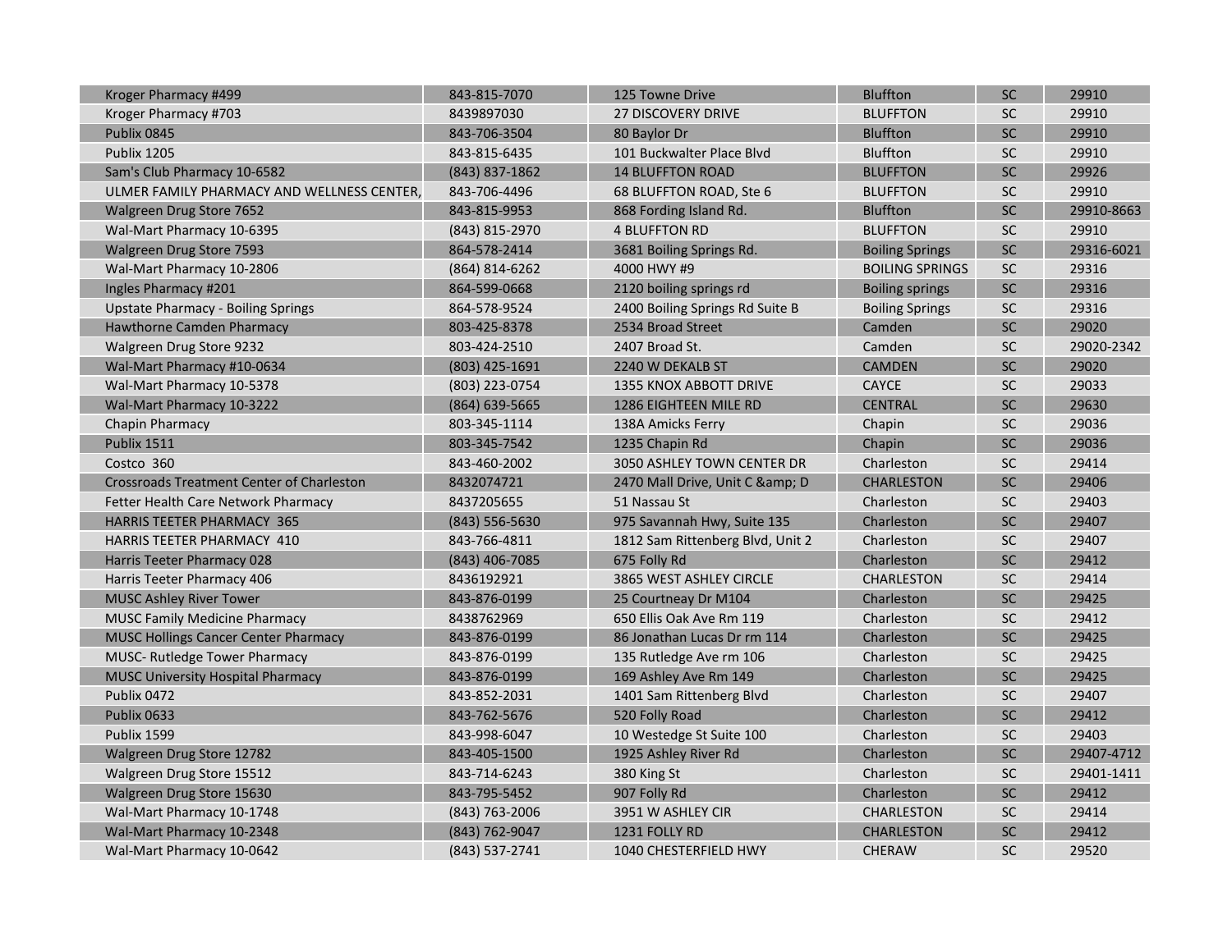| | | | | | |
|---|---|---|---|---|---|
| Kroger Pharmacy #499 | 843-815-7070 | 125 Towne Drive | Bluffton | SC | 29910 |
| Kroger Pharmacy #703 | 8439897030 | 27 DISCOVERY DRIVE | BLUFFTON | SC | 29910 |
| Publix 0845 | 843-706-3504 | 80 Baylor Dr | Bluffton | SC | 29910 |
| Publix 1205 | 843-815-6435 | 101 Buckwalter Place Blvd | Bluffton | SC | 29910 |
| Sam's Club Pharmacy 10-6582 | (843) 837-1862 | 14 BLUFFTON ROAD | BLUFFTON | SC | 29926 |
| ULMER FAMILY PHARMACY AND WELLNESS CENTER, | 843-706-4496 | 68 BLUFFTON ROAD, Ste 6 | BLUFFTON | SC | 29910 |
| Walgreen Drug Store 7652 | 843-815-9953 | 868 Fording Island Rd. | Bluffton | SC | 29910-8663 |
| Wal-Mart Pharmacy 10-6395 | (843) 815-2970 | 4 BLUFFTON RD | BLUFFTON | SC | 29910 |
| Walgreen Drug Store 7593 | 864-578-2414 | 3681 Boiling Springs Rd. | Boiling Springs | SC | 29316-6021 |
| Wal-Mart Pharmacy 10-2806 | (864) 814-6262 | 4000 HWY #9 | BOILING SPRINGS | SC | 29316 |
| Ingles Pharmacy #201 | 864-599-0668 | 2120 boiling springs rd | Boiling springs | SC | 29316 |
| Upstate Pharmacy - Boiling Springs | 864-578-9524 | 2400 Boiling Springs Rd Suite B | Boiling Springs | SC | 29316 |
| Hawthorne Camden Pharmacy | 803-425-8378 | 2534 Broad Street | Camden | SC | 29020 |
| Walgreen Drug Store 9232 | 803-424-2510 | 2407 Broad St. | Camden | SC | 29020-2342 |
| Wal-Mart Pharmacy #10-0634 | (803) 425-1691 | 2240 W DEKALB ST | CAMDEN | SC | 29020 |
| Wal-Mart Pharmacy 10-5378 | (803) 223-0754 | 1355 KNOX ABBOTT DRIVE | CAYCE | SC | 29033 |
| Wal-Mart Pharmacy 10-3222 | (864) 639-5665 | 1286 EIGHTEEN MILE RD | CENTRAL | SC | 29630 |
| Chapin Pharmacy | 803-345-1114 | 138A Amicks Ferry | Chapin | SC | 29036 |
| Publix 1511 | 803-345-7542 | 1235 Chapin Rd | Chapin | SC | 29036 |
| Costco 360 | 843-460-2002 | 3050 ASHLEY TOWN CENTER DR | Charleston | SC | 29414 |
| Crossroads Treatment Center of Charleston | 8432074721 | 2470 Mall Drive, Unit C &amp; D | CHARLESTON | SC | 29406 |
| Fetter Health Care Network Pharmacy | 8437205655 | 51 Nassau St | Charleston | SC | 29403 |
| HARRIS TEETER PHARMACY 365 | (843) 556-5630 | 975 Savannah Hwy, Suite 135 | Charleston | SC | 29407 |
| HARRIS TEETER PHARMACY 410 | 843-766-4811 | 1812 Sam Rittenberg Blvd, Unit 2 | Charleston | SC | 29407 |
| Harris Teeter Pharmacy 028 | (843) 406-7085 | 675 Folly Rd | Charleston | SC | 29412 |
| Harris Teeter Pharmacy 406 | 8436192921 | 3865 WEST ASHLEY CIRCLE | CHARLESTON | SC | 29414 |
| MUSC Ashley River Tower | 843-876-0199 | 25 Courtneay Dr M104 | Charleston | SC | 29425 |
| MUSC Family Medicine Pharmacy | 8438762969 | 650 Ellis Oak Ave Rm 119 | Charleston | SC | 29412 |
| MUSC Hollings Cancer Center Pharmacy | 843-876-0199 | 86 Jonathan Lucas Dr rm 114 | Charleston | SC | 29425 |
| MUSC- Rutledge Tower Pharmacy | 843-876-0199 | 135 Rutledge Ave rm 106 | Charleston | SC | 29425 |
| MUSC University Hospital Pharmacy | 843-876-0199 | 169 Ashley Ave Rm 149 | Charleston | SC | 29425 |
| Publix 0472 | 843-852-2031 | 1401 Sam Rittenberg Blvd | Charleston | SC | 29407 |
| Publix 0633 | 843-762-5676 | 520 Folly Road | Charleston | SC | 29412 |
| Publix 1599 | 843-998-6047 | 10 Westedge St Suite 100 | Charleston | SC | 29403 |
| Walgreen Drug Store 12782 | 843-405-1500 | 1925 Ashley River Rd | Charleston | SC | 29407-4712 |
| Walgreen Drug Store 15512 | 843-714-6243 | 380 King St | Charleston | SC | 29401-1411 |
| Walgreen Drug Store 15630 | 843-795-5452 | 907 Folly Rd | Charleston | SC | 29412 |
| Wal-Mart Pharmacy 10-1748 | (843) 763-2006 | 3951 W ASHLEY CIR | CHARLESTON | SC | 29414 |
| Wal-Mart Pharmacy 10-2348 | (843) 762-9047 | 1231 FOLLY RD | CHARLESTON | SC | 29412 |
| Wal-Mart Pharmacy 10-0642 | (843) 537-2741 | 1040 CHESTERFIELD HWY | CHERAW | SC | 29520 |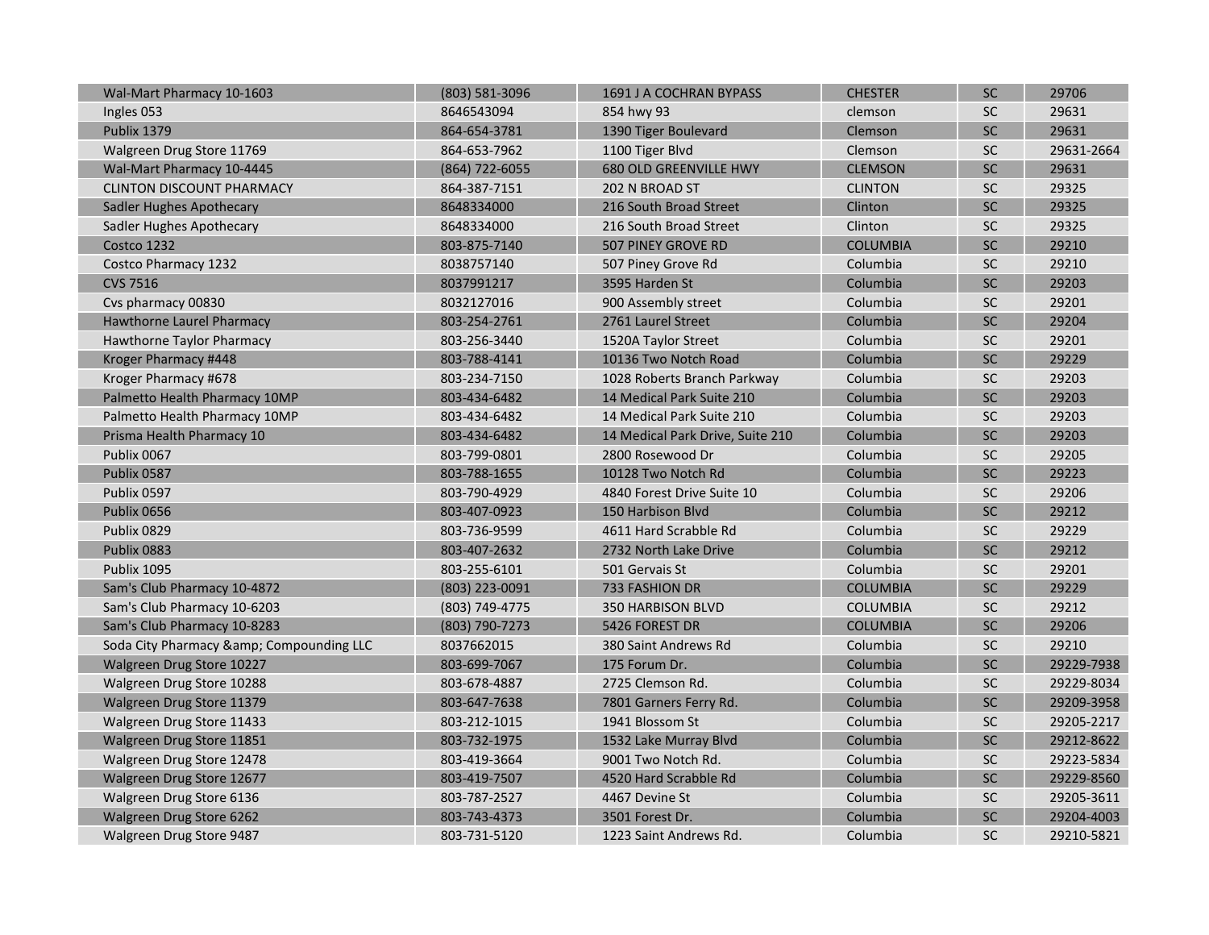| Wal-Mart Pharmacy 10-1603 | (803) 581-3096 | 1691 J A COCHRAN BYPASS | CHESTER | SC | 29706 |
|---|---|---|---|---|---|
| Ingles 053 | 8646543094 | 854 hwy 93 | clemson | SC | 29631 |
| Publix 1379 | 864-654-3781 | 1390 Tiger Boulevard | Clemson | SC | 29631 |
| Walgreen Drug Store 11769 | 864-653-7962 | 1100 Tiger Blvd | Clemson | SC | 29631-2664 |
| Wal-Mart Pharmacy 10-4445 | (864) 722-6055 | 680 OLD GREENVILLE HWY | CLEMSON | SC | 29631 |
| CLINTON DISCOUNT PHARMACY | 864-387-7151 | 202 N BROAD ST | CLINTON | SC | 29325 |
| Sadler Hughes Apothecary | 8648334000 | 216 South Broad Street | Clinton | SC | 29325 |
| Sadler Hughes Apothecary | 8648334000 | 216 South Broad Street | Clinton | SC | 29325 |
| Costco 1232 | 803-875-7140 | 507 PINEY GROVE RD | COLUMBIA | SC | 29210 |
| Costco Pharmacy 1232 | 8038757140 | 507 Piney Grove Rd | Columbia | SC | 29210 |
| CVS 7516 | 8037991217 | 3595 Harden St | Columbia | SC | 29203 |
| Cvs pharmacy 00830 | 8032127016 | 900 Assembly street | Columbia | SC | 29201 |
| Hawthorne Laurel Pharmacy | 803-254-2761 | 2761 Laurel Street | Columbia | SC | 29204 |
| Hawthorne Taylor Pharmacy | 803-256-3440 | 1520A Taylor Street | Columbia | SC | 29201 |
| Kroger Pharmacy #448 | 803-788-4141 | 10136 Two Notch Road | Columbia | SC | 29229 |
| Kroger Pharmacy #678 | 803-234-7150 | 1028 Roberts Branch Parkway | Columbia | SC | 29203 |
| Palmetto Health Pharmacy 10MP | 803-434-6482 | 14 Medical Park Suite 210 | Columbia | SC | 29203 |
| Palmetto Health Pharmacy 10MP | 803-434-6482 | 14 Medical Park Suite 210 | Columbia | SC | 29203 |
| Prisma Health Pharmacy 10 | 803-434-6482 | 14 Medical Park Drive, Suite 210 | Columbia | SC | 29203 |
| Publix 0067 | 803-799-0801 | 2800 Rosewood Dr | Columbia | SC | 29205 |
| Publix 0587 | 803-788-1655 | 10128 Two Notch Rd | Columbia | SC | 29223 |
| Publix 0597 | 803-790-4929 | 4840 Forest Drive Suite 10 | Columbia | SC | 29206 |
| Publix 0656 | 803-407-0923 | 150 Harbison Blvd | Columbia | SC | 29212 |
| Publix 0829 | 803-736-9599 | 4611 Hard Scrabble Rd | Columbia | SC | 29229 |
| Publix 0883 | 803-407-2632 | 2732 North Lake Drive | Columbia | SC | 29212 |
| Publix 1095 | 803-255-6101 | 501 Gervais St | Columbia | SC | 29201 |
| Sam's Club Pharmacy 10-4872 | (803) 223-0091 | 733 FASHION DR | COLUMBIA | SC | 29229 |
| Sam's Club Pharmacy 10-6203 | (803) 749-4775 | 350 HARBISON BLVD | COLUMBIA | SC | 29212 |
| Sam's Club Pharmacy 10-8283 | (803) 790-7273 | 5426 FOREST DR | COLUMBIA | SC | 29206 |
| Soda City Pharmacy &amp; Compounding LLC | 8037662015 | 380 Saint Andrews Rd | Columbia | SC | 29210 |
| Walgreen Drug Store 10227 | 803-699-7067 | 175 Forum Dr. | Columbia | SC | 29229-7938 |
| Walgreen Drug Store 10288 | 803-678-4887 | 2725 Clemson Rd. | Columbia | SC | 29229-8034 |
| Walgreen Drug Store 11379 | 803-647-7638 | 7801 Garners Ferry Rd. | Columbia | SC | 29209-3958 |
| Walgreen Drug Store 11433 | 803-212-1015 | 1941 Blossom St | Columbia | SC | 29205-2217 |
| Walgreen Drug Store 11851 | 803-732-1975 | 1532 Lake Murray Blvd | Columbia | SC | 29212-8622 |
| Walgreen Drug Store 12478 | 803-419-3664 | 9001 Two Notch Rd. | Columbia | SC | 29223-5834 |
| Walgreen Drug Store 12677 | 803-419-7507 | 4520 Hard Scrabble Rd | Columbia | SC | 29229-8560 |
| Walgreen Drug Store 6136 | 803-787-2527 | 4467 Devine St | Columbia | SC | 29205-3611 |
| Walgreen Drug Store 6262 | 803-743-4373 | 3501 Forest Dr. | Columbia | SC | 29204-4003 |
| Walgreen Drug Store 9487 | 803-731-5120 | 1223 Saint Andrews Rd. | Columbia | SC | 29210-5821 |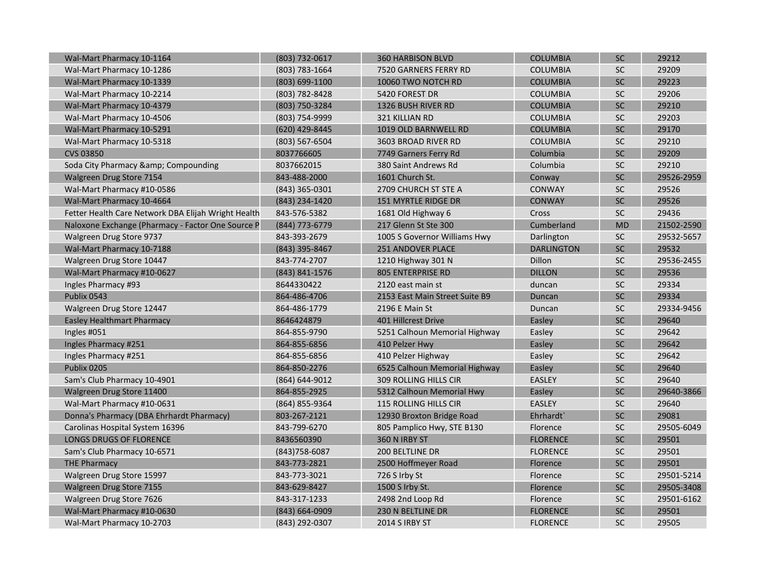| | | | | | |
|---|---|---|---|---|---|
| Wal-Mart Pharmacy 10-1164 | (803) 732-0617 | 360 HARBISON BLVD | COLUMBIA | SC | 29212 |
| Wal-Mart Pharmacy 10-1286 | (803) 783-1664 | 7520 GARNERS FERRY RD | COLUMBIA | SC | 29209 |
| Wal-Mart Pharmacy 10-1339 | (803) 699-1100 | 10060 TWO NOTCH RD | COLUMBIA | SC | 29223 |
| Wal-Mart Pharmacy 10-2214 | (803) 782-8428 | 5420 FOREST DR | COLUMBIA | SC | 29206 |
| Wal-Mart Pharmacy 10-4379 | (803) 750-3284 | 1326 BUSH RIVER RD | COLUMBIA | SC | 29210 |
| Wal-Mart Pharmacy 10-4506 | (803) 754-9999 | 321 KILLIAN RD | COLUMBIA | SC | 29203 |
| Wal-Mart Pharmacy 10-5291 | (620) 429-8445 | 1019 OLD BARNWELL RD | COLUMBIA | SC | 29170 |
| Wal-Mart Pharmacy 10-5318 | (803) 567-6504 | 3603 BROAD RIVER RD | COLUMBIA | SC | 29210 |
| CVS 03850 | 8037766605 | 7749 Garners Ferry Rd | Columbia | SC | 29209 |
| Soda City Pharmacy &amp; Compounding | 8037662015 | 380 Saint Andrews Rd | Columbia | SC | 29210 |
| Walgreen Drug Store 7154 | 843-488-2000 | 1601 Church St. | Conway | SC | 29526-2959 |
| Wal-Mart Pharmacy #10-0586 | (843) 365-0301 | 2709 CHURCH ST STE A | CONWAY | SC | 29526 |
| Wal-Mart Pharmacy 10-4664 | (843) 234-1420 | 151 MYRTLE RIDGE DR | CONWAY | SC | 29526 |
| Fetter Health Care Network DBA Elijah Wright Health | 843-576-5382 | 1681 Old Highway 6 | Cross | SC | 29436 |
| Naloxone Exchange (Pharmacy - Factor One Source P | (844) 773-6779 | 217 Glenn St Ste 300 | Cumberland | MD | 21502-2590 |
| Walgreen Drug Store 9737 | 843-393-2679 | 1005 S Governor Williams Hwy | Darlington | SC | 29532-5657 |
| Wal-Mart Pharmacy 10-7188 | (843) 395-8467 | 251 ANDOVER PLACE | DARLINGTON | SC | 29532 |
| Walgreen Drug Store 10447 | 843-774-2707 | 1210 Highway 301 N | Dillon | SC | 29536-2455 |
| Wal-Mart Pharmacy #10-0627 | (843) 841-1576 | 805 ENTERPRISE RD | DILLON | SC | 29536 |
| Ingles Pharmacy #93 | 8644330422 | 2120 east main st | duncan | SC | 29334 |
| Publix 0543 | 864-486-4706 | 2153 East Main Street Suite B9 | Duncan | SC | 29334 |
| Walgreen Drug Store 12447 | 864-486-1779 | 2196 E Main St | Duncan | SC | 29334-9456 |
| Easley Healthmart Pharmacy | 8646424879 | 401 Hillcrest Drive | Easley | SC | 29640 |
| Ingles #051 | 864-855-9790 | 5251 Calhoun Memorial Highway | Easley | SC | 29642 |
| Ingles Pharmacy #251 | 864-855-6856 | 410 Pelzer Hwy | Easley | SC | 29642 |
| Ingles Pharmacy #251 | 864-855-6856 | 410 Pelzer Highway | Easley | SC | 29642 |
| Publix 0205 | 864-850-2276 | 6525 Calhoun Memorial Highway | Easley | SC | 29640 |
| Sam's Club Pharmacy 10-4901 | (864) 644-9012 | 309 ROLLING HILLS CIR | EASLEY | SC | 29640 |
| Walgreen Drug Store 11400 | 864-855-2925 | 5312 Calhoun Memorial Hwy | Easley | SC | 29640-3866 |
| Wal-Mart Pharmacy #10-0631 | (864) 855-9364 | 115 ROLLING HILLS CIR | EASLEY | SC | 29640 |
| Donna's Pharmacy (DBA Ehrhardt Pharmacy) | 803-267-2121 | 12930 Broxton Bridge Road | Ehrhardt` | SC | 29081 |
| Carolinas Hospital System 16396 | 843-799-6270 | 805 Pamplico Hwy, STE B130 | Florence | SC | 29505-6049 |
| LONGS DRUGS OF FLORENCE | 8436560390 | 360 N IRBY ST | FLORENCE | SC | 29501 |
| Sam's Club Pharmacy 10-6571 | (843)758-6087 | 200 BELTLINE DR | FLORENCE | SC | 29501 |
| THE Pharmacy | 843-773-2821 | 2500 Hoffmeyer Road | Florence | SC | 29501 |
| Walgreen Drug Store 15997 | 843-773-3021 | 726 S Irby St | Florence | SC | 29501-5214 |
| Walgreen Drug Store 7155 | 843-629-8427 | 1500 S Irby St. | Florence | SC | 29505-3408 |
| Walgreen Drug Store 7626 | 843-317-1233 | 2498 2nd Loop Rd | Florence | SC | 29501-6162 |
| Wal-Mart Pharmacy #10-0630 | (843) 664-0909 | 230 N BELTLINE DR | FLORENCE | SC | 29501 |
| Wal-Mart Pharmacy 10-2703 | (843) 292-0307 | 2014 S IRBY ST | FLORENCE | SC | 29505 |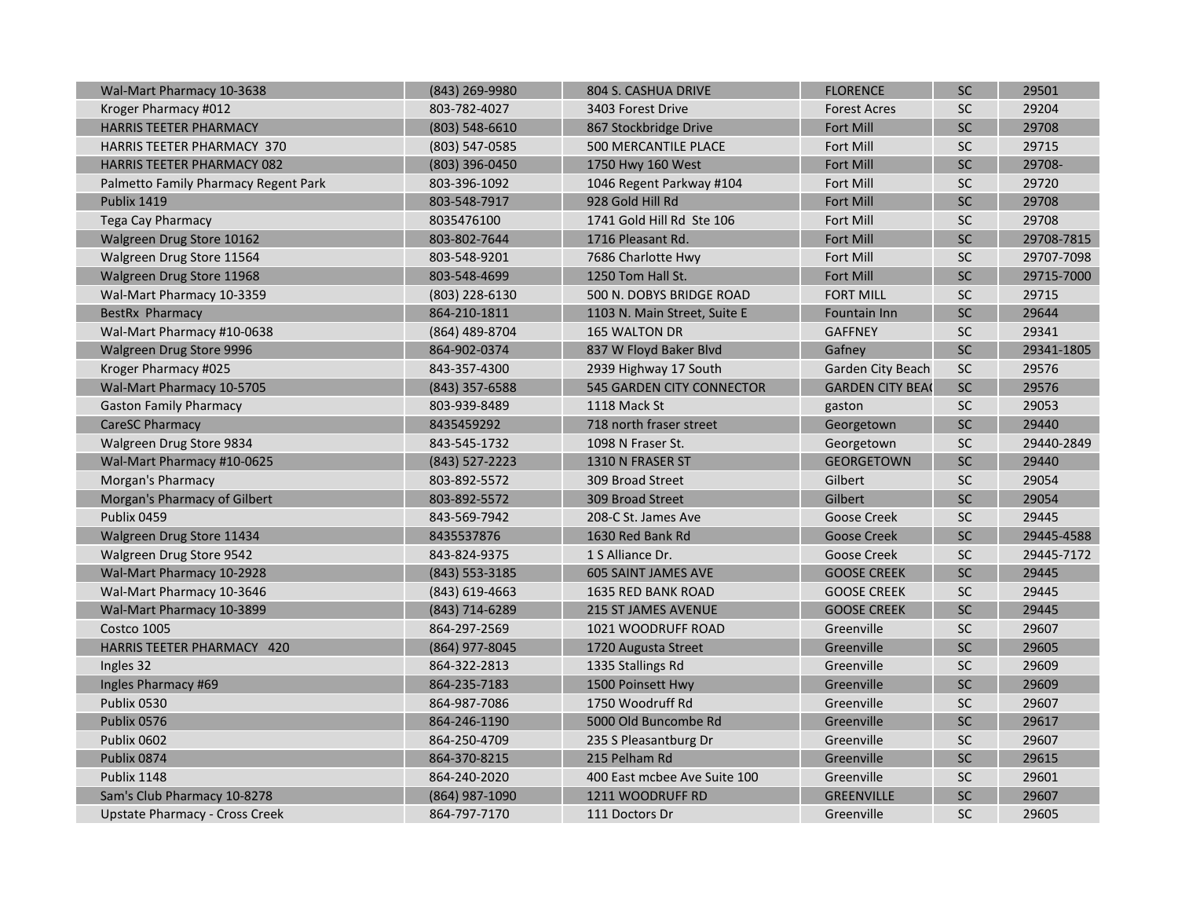| Wal-Mart Pharmacy 10-3638 | (843) 269-9980 | 804 S. CASHUA DRIVE | FLORENCE | SC | 29501 |
|---|---|---|---|---|---|
| Kroger Pharmacy #012 | 803-782-4027 | 3403 Forest Drive | Forest Acres | SC | 29204 |
| HARRIS TEETER PHARMACY | (803) 548-6610 | 867 Stockbridge Drive | Fort Mill | SC | 29708 |
| HARRIS TEETER PHARMACY 370 | (803) 547-0585 | 500 MERCANTILE PLACE | Fort Mill | SC | 29715 |
| HARRIS TEETER PHARMACY 082 | (803) 396-0450 | 1750 Hwy 160 West | Fort Mill | SC | 29708- |
| Palmetto Family Pharmacy Regent Park | 803-396-1092 | 1046 Regent Parkway #104 | Fort Mill | SC | 29720 |
| Publix 1419 | 803-548-7917 | 928 Gold Hill Rd | Fort Mill | SC | 29708 |
| Tega Cay Pharmacy | 8035476100 | 1741 Gold Hill Rd Ste 106 | Fort Mill | SC | 29708 |
| Walgreen Drug Store 10162 | 803-802-7644 | 1716 Pleasant Rd. | Fort Mill | SC | 29708-7815 |
| Walgreen Drug Store 11564 | 803-548-9201 | 7686 Charlotte Hwy | Fort Mill | SC | 29707-7098 |
| Walgreen Drug Store 11968 | 803-548-4699 | 1250 Tom Hall St. | Fort Mill | SC | 29715-7000 |
| Wal-Mart Pharmacy 10-3359 | (803) 228-6130 | 500 N. DOBYS BRIDGE ROAD | FORT MILL | SC | 29715 |
| BestRx Pharmacy | 864-210-1811 | 1103 N. Main Street, Suite E | Fountain Inn | SC | 29644 |
| Wal-Mart Pharmacy #10-0638 | (864) 489-8704 | 165 WALTON DR | GAFFNEY | SC | 29341 |
| Walgreen Drug Store 9996 | 864-902-0374 | 837 W Floyd Baker Blvd | Gafney | SC | 29341-1805 |
| Kroger Pharmacy #025 | 843-357-4300 | 2939 Highway 17 South | Garden City Beach | SC | 29576 |
| Wal-Mart Pharmacy 10-5705 | (843) 357-6588 | 545 GARDEN CITY CONNECTOR | GARDEN CITY BEA( | SC | 29576 |
| Gaston Family Pharmacy | 803-939-8489 | 1118 Mack St | gaston | SC | 29053 |
| CareSC Pharmacy | 8435459292 | 718 north fraser street | Georgetown | SC | 29440 |
| Walgreen Drug Store 9834 | 843-545-1732 | 1098 N Fraser St. | Georgetown | SC | 29440-2849 |
| Wal-Mart Pharmacy #10-0625 | (843) 527-2223 | 1310 N FRASER ST | GEORGETOWN | SC | 29440 |
| Morgan's Pharmacy | 803-892-5572 | 309 Broad Street | Gilbert | SC | 29054 |
| Morgan's Pharmacy of Gilbert | 803-892-5572 | 309 Broad Street | Gilbert | SC | 29054 |
| Publix 0459 | 843-569-7942 | 208-C St. James Ave | Goose Creek | SC | 29445 |
| Walgreen Drug Store 11434 | 8435537876 | 1630 Red Bank Rd | Goose Creek | SC | 29445-4588 |
| Walgreen Drug Store 9542 | 843-824-9375 | 1 S Alliance Dr. | Goose Creek | SC | 29445-7172 |
| Wal-Mart Pharmacy 10-2928 | (843) 553-3185 | 605 SAINT JAMES AVE | GOOSE CREEK | SC | 29445 |
| Wal-Mart Pharmacy 10-3646 | (843) 619-4663 | 1635 RED BANK ROAD | GOOSE CREEK | SC | 29445 |
| Wal-Mart Pharmacy 10-3899 | (843) 714-6289 | 215 ST JAMES AVENUE | GOOSE CREEK | SC | 29445 |
| Costco 1005 | 864-297-2569 | 1021 WOODRUFF ROAD | Greenville | SC | 29607 |
| HARRIS TEETER PHARMACY 420 | (864) 977-8045 | 1720 Augusta Street | Greenville | SC | 29605 |
| Ingles 32 | 864-322-2813 | 1335 Stallings Rd | Greenville | SC | 29609 |
| Ingles Pharmacy #69 | 864-235-7183 | 1500 Poinsett Hwy | Greenville | SC | 29609 |
| Publix 0530 | 864-987-7086 | 1750 Woodruff Rd | Greenville | SC | 29607 |
| Publix 0576 | 864-246-1190 | 5000 Old Buncombe Rd | Greenville | SC | 29617 |
| Publix 0602 | 864-250-4709 | 235 S Pleasantburg Dr | Greenville | SC | 29607 |
| Publix 0874 | 864-370-8215 | 215 Pelham Rd | Greenville | SC | 29615 |
| Publix 1148 | 864-240-2020 | 400 East mcbee Ave Suite 100 | Greenville | SC | 29601 |
| Sam's Club Pharmacy 10-8278 | (864) 987-1090 | 1211 WOODRUFF RD | GREENVILLE | SC | 29607 |
| Upstate Pharmacy - Cross Creek | 864-797-7170 | 111 Doctors Dr | Greenville | SC | 29605 |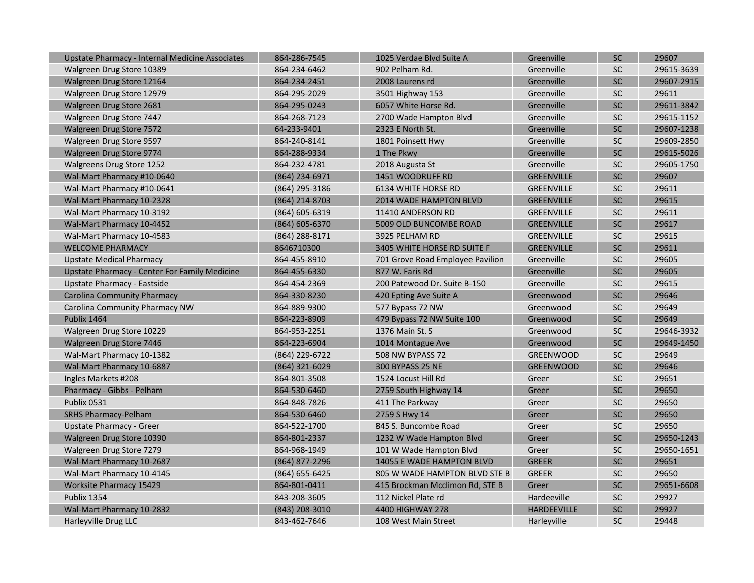| | | | | | |
|---|---|---|---|---|---|
| Upstate Pharmacy - Internal Medicine Associates | 864-286-7545 | 1025 Verdae Blvd Suite A | Greenville | SC | 29607 |
| Walgreen Drug Store 10389 | 864-234-6462 | 902 Pelham Rd. | Greenville | SC | 29615-3639 |
| Walgreen Drug Store 12164 | 864-234-2451 | 2008 Laurens rd | Greenville | SC | 29607-2915 |
| Walgreen Drug Store 12979 | 864-295-2029 | 3501 Highway 153 | Greenville | SC | 29611 |
| Walgreen Drug Store 2681 | 864-295-0243 | 6057 White Horse Rd. | Greenville | SC | 29611-3842 |
| Walgreen Drug Store 7447 | 864-268-7123 | 2700 Wade Hampton Blvd | Greenville | SC | 29615-1152 |
| Walgreen Drug Store 7572 | 64-233-9401 | 2323 E North St. | Greenville | SC | 29607-1238 |
| Walgreen Drug Store 9597 | 864-240-8141 | 1801 Poinsett Hwy | Greenville | SC | 29609-2850 |
| Walgreen Drug Store 9774 | 864-288-9334 | 1 The Pkwy | Greenville | SC | 29615-5026 |
| Walgreens Drug Store 1252 | 864-232-4781 | 2018 Augusta St | Greenville | SC | 29605-1750 |
| Wal-Mart Pharmacy #10-0640 | (864) 234-6971 | 1451 WOODRUFF RD | GREENVILLE | SC | 29607 |
| Wal-Mart Pharmacy #10-0641 | (864) 295-3186 | 6134 WHITE HORSE RD | GREENVILLE | SC | 29611 |
| Wal-Mart Pharmacy 10-2328 | (864) 214-8703 | 2014 WADE HAMPTON BLVD | GREENVILLE | SC | 29615 |
| Wal-Mart Pharmacy 10-3192 | (864) 605-6319 | 11410 ANDERSON RD | GREENVILLE | SC | 29611 |
| Wal-Mart Pharmacy 10-4452 | (864) 605-6370 | 5009 OLD BUNCOMBE ROAD | GREENVILLE | SC | 29617 |
| Wal-Mart Pharmacy 10-4583 | (864) 288-8171 | 3925 PELHAM RD | GREENVILLE | SC | 29615 |
| WELCOME PHARMACY | 8646710300 | 3405 WHITE HORSE RD SUITE F | GREENVILLE | SC | 29611 |
| Upstate Medical Pharmacy | 864-455-8910 | 701 Grove Road Employee Pavilion | Greenville | SC | 29605 |
| Upstate Pharmacy - Center For Family Medicine | 864-455-6330 | 877 W. Faris Rd | Greenville | SC | 29605 |
| Upstate Pharmacy - Eastside | 864-454-2369 | 200 Patewood Dr. Suite B-150 | Greenville | SC | 29615 |
| Carolina Community Pharmacy | 864-330-8230 | 420 Epting Ave Suite A | Greenwood | SC | 29646 |
| Carolina Community Pharmacy NW | 864-889-9300 | 577 Bypass 72 NW | Greenwood | SC | 29649 |
| Publix 1464 | 864-223-8909 | 479 Bypass 72 NW Suite 100 | Greenwood | SC | 29649 |
| Walgreen Drug Store 10229 | 864-953-2251 | 1376 Main St. S | Greenwood | SC | 29646-3932 |
| Walgreen Drug Store 7446 | 864-223-6904 | 1014 Montague Ave | Greenwood | SC | 29649-1450 |
| Wal-Mart Pharmacy 10-1382 | (864) 229-6722 | 508 NW BYPASS 72 | GREENWOOD | SC | 29649 |
| Wal-Mart Pharmacy 10-6887 | (864) 321-6029 | 300 BYPASS 25 NE | GREENWOOD | SC | 29646 |
| Ingles Markets #208 | 864-801-3508 | 1524 Locust Hill Rd | Greer | SC | 29651 |
| Pharmacy - Gibbs - Pelham | 864-530-6460 | 2759 South Highway 14 | Greer | SC | 29650 |
| Publix 0531 | 864-848-7826 | 411 The Parkway | Greer | SC | 29650 |
| SRHS Pharmacy-Pelham | 864-530-6460 | 2759 S Hwy 14 | Greer | SC | 29650 |
| Upstate Pharmacy - Greer | 864-522-1700 | 845 S. Buncombe Road | Greer | SC | 29650 |
| Walgreen Drug Store 10390 | 864-801-2337 | 1232 W Wade Hampton Blvd | Greer | SC | 29650-1243 |
| Walgreen Drug Store 7279 | 864-968-1949 | 101 W Wade Hampton Blvd | Greer | SC | 29650-1651 |
| Wal-Mart Pharmacy 10-2687 | (864) 877-2296 | 14055 E WADE HAMPTON BLVD | GREER | SC | 29651 |
| Wal-Mart Pharmacy 10-4145 | (864) 655-6425 | 805 W WADE HAMPTON BLVD STE B | GREER | SC | 29650 |
| Worksite Pharmacy 15429 | 864-801-0411 | 415 Brockman Mcclimon Rd, STE B | Greer | SC | 29651-6608 |
| Publix 1354 | 843-208-3605 | 112 Nickel Plate rd | Hardeeville | SC | 29927 |
| Wal-Mart Pharmacy 10-2832 | (843) 208-3010 | 4400 HIGHWAY 278 | HARDEEVILLE | SC | 29927 |
| Harleyville Drug LLC | 843-462-7646 | 108 West Main Street | Harleyville | SC | 29448 |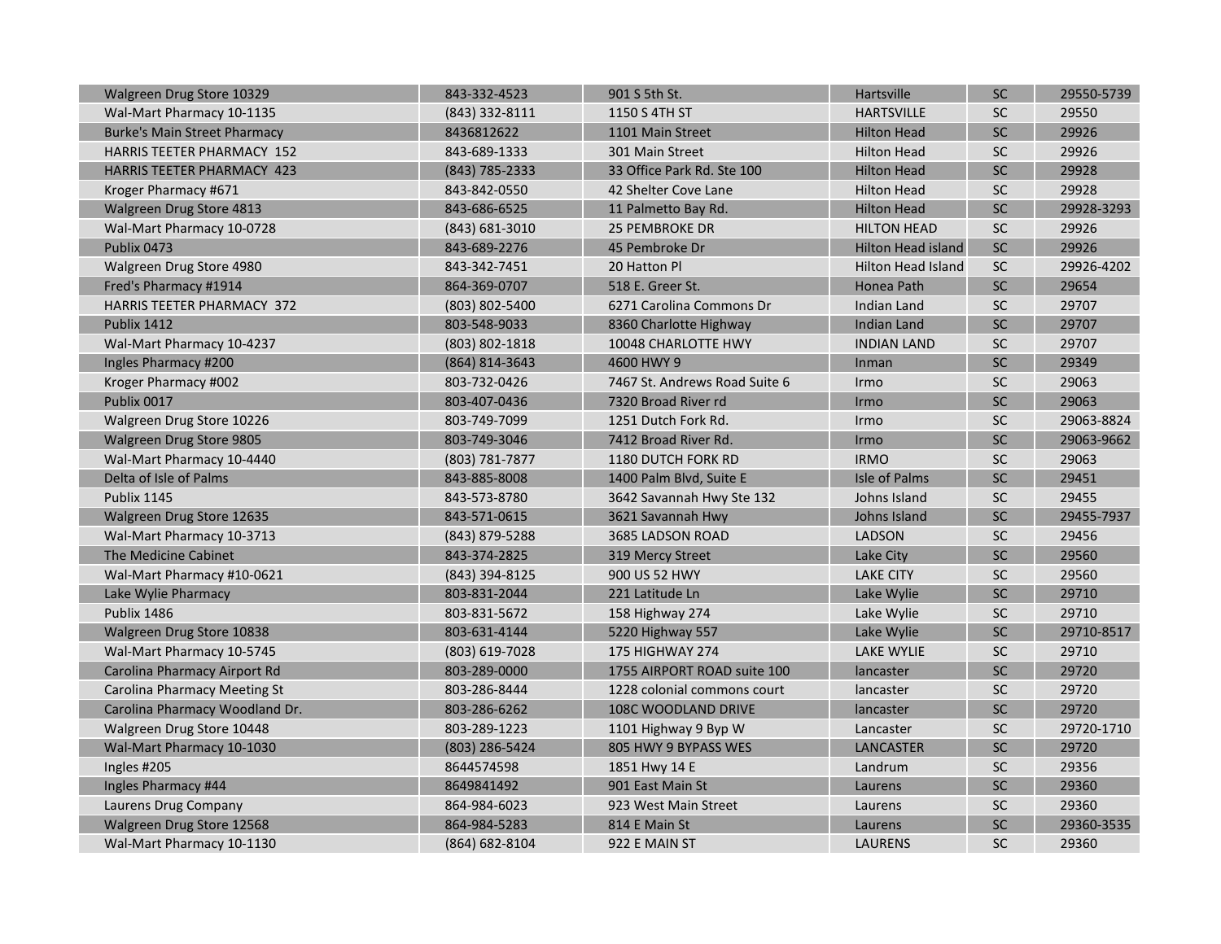| | | | | | |
|---|---|---|---|---|---|
| Walgreen Drug Store 10329 | 843-332-4523 | 901 S 5th St. | Hartsville | SC | 29550-5739 |
| Wal-Mart Pharmacy 10-1135 | (843) 332-8111 | 1150 S 4TH ST | HARTSVILLE | SC | 29550 |
| Burke's Main Street Pharmacy | 8436812622 | 1101 Main Street | Hilton Head | SC | 29926 |
| HARRIS TEETER PHARMACY 152 | 843-689-1333 | 301 Main Street | Hilton Head | SC | 29926 |
| HARRIS TEETER PHARMACY 423 | (843) 785-2333 | 33 Office Park Rd. Ste 100 | Hilton Head | SC | 29928 |
| Kroger Pharmacy #671 | 843-842-0550 | 42 Shelter Cove Lane | Hilton Head | SC | 29928 |
| Walgreen Drug Store 4813 | 843-686-6525 | 11 Palmetto Bay Rd. | Hilton Head | SC | 29928-3293 |
| Wal-Mart Pharmacy 10-0728 | (843) 681-3010 | 25 PEMBROKE DR | HILTON HEAD | SC | 29926 |
| Publix 0473 | 843-689-2276 | 45 Pembroke Dr | Hilton Head island | SC | 29926 |
| Walgreen Drug Store 4980 | 843-342-7451 | 20 Hatton Pl | Hilton Head Island | SC | 29926-4202 |
| Fred's Pharmacy #1914 | 864-369-0707 | 518 E. Greer St. | Honea Path | SC | 29654 |
| HARRIS TEETER PHARMACY 372 | (803) 802-5400 | 6271 Carolina Commons Dr | Indian Land | SC | 29707 |
| Publix 1412 | 803-548-9033 | 8360 Charlotte Highway | Indian Land | SC | 29707 |
| Wal-Mart Pharmacy 10-4237 | (803) 802-1818 | 10048 CHARLOTTE HWY | INDIAN LAND | SC | 29707 |
| Ingles Pharmacy #200 | (864) 814-3643 | 4600 HWY 9 | Inman | SC | 29349 |
| Kroger Pharmacy #002 | 803-732-0426 | 7467 St. Andrews Road Suite 6 | Irmo | SC | 29063 |
| Publix 0017 | 803-407-0436 | 7320 Broad River rd | Irmo | SC | 29063 |
| Walgreen Drug Store 10226 | 803-749-7099 | 1251 Dutch Fork Rd. | Irmo | SC | 29063-8824 |
| Walgreen Drug Store 9805 | 803-749-3046 | 7412 Broad River Rd. | Irmo | SC | 29063-9662 |
| Wal-Mart Pharmacy 10-4440 | (803) 781-7877 | 1180 DUTCH FORK RD | IRMO | SC | 29063 |
| Delta of Isle of Palms | 843-885-8008 | 1400 Palm Blvd, Suite E | Isle of Palms | SC | 29451 |
| Publix 1145 | 843-573-8780 | 3642 Savannah Hwy Ste 132 | Johns Island | SC | 29455 |
| Walgreen Drug Store 12635 | 843-571-0615 | 3621 Savannah Hwy | Johns Island | SC | 29455-7937 |
| Wal-Mart Pharmacy 10-3713 | (843) 879-5288 | 3685 LADSON ROAD | LADSON | SC | 29456 |
| The Medicine Cabinet | 843-374-2825 | 319 Mercy Street | Lake City | SC | 29560 |
| Wal-Mart Pharmacy #10-0621 | (843) 394-8125 | 900 US 52 HWY | LAKE CITY | SC | 29560 |
| Lake Wylie Pharmacy | 803-831-2044 | 221 Latitude Ln | Lake Wylie | SC | 29710 |
| Publix 1486 | 803-831-5672 | 158 Highway 274 | Lake Wylie | SC | 29710 |
| Walgreen Drug Store 10838 | 803-631-4144 | 5220 Highway 557 | Lake Wylie | SC | 29710-8517 |
| Wal-Mart Pharmacy 10-5745 | (803) 619-7028 | 175 HIGHWAY 274 | LAKE WYLIE | SC | 29710 |
| Carolina Pharmacy Airport Rd | 803-289-0000 | 1755 AIRPORT ROAD suite 100 | lancaster | SC | 29720 |
| Carolina Pharmacy Meeting St | 803-286-8444 | 1228 colonial commons court | lancaster | SC | 29720 |
| Carolina Pharmacy Woodland Dr. | 803-286-6262 | 108C WOODLAND DRIVE | lancaster | SC | 29720 |
| Walgreen Drug Store 10448 | 803-289-1223 | 1101 Highway 9 Byp W | Lancaster | SC | 29720-1710 |
| Wal-Mart Pharmacy 10-1030 | (803) 286-5424 | 805 HWY 9 BYPASS WES | LANCASTER | SC | 29720 |
| Ingles #205 | 8644574598 | 1851 Hwy 14 E | Landrum | SC | 29356 |
| Ingles Pharmacy #44 | 8649841492 | 901 East Main St | Laurens | SC | 29360 |
| Laurens Drug Company | 864-984-6023 | 923 West Main Street | Laurens | SC | 29360 |
| Walgreen Drug Store 12568 | 864-984-5283 | 814 E Main St | Laurens | SC | 29360-3535 |
| Wal-Mart Pharmacy 10-1130 | (864) 682-8104 | 922 E MAIN ST | LAURENS | SC | 29360 |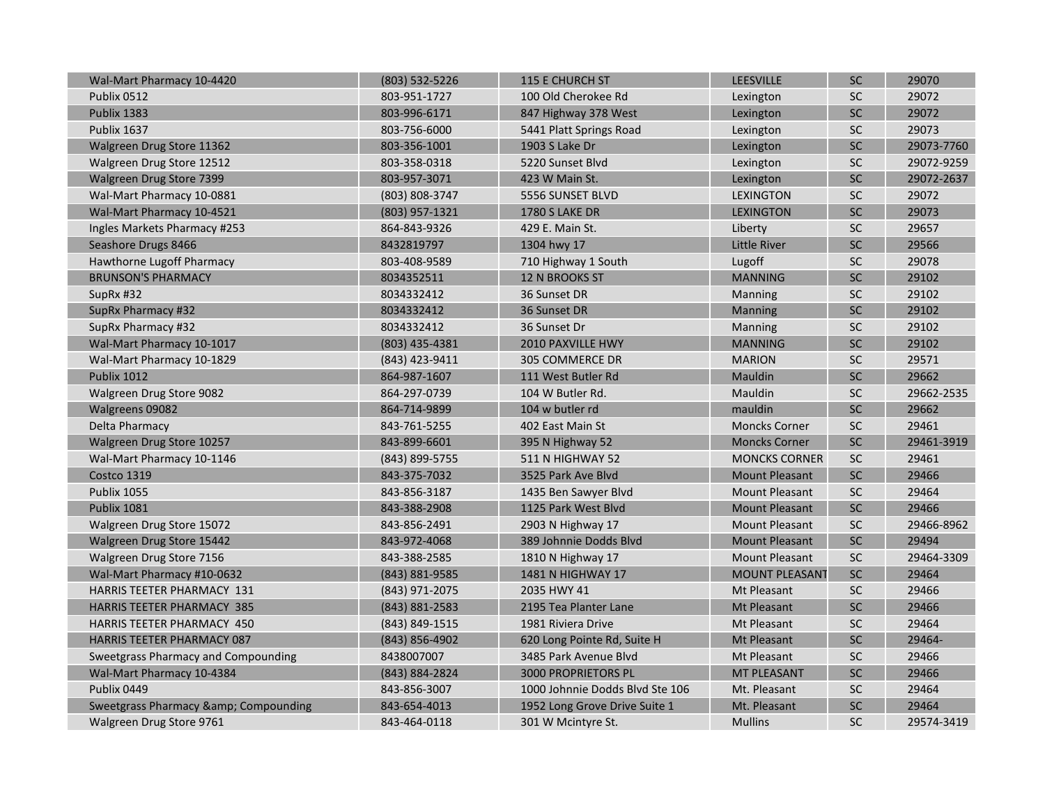| | | | | | |
|---|---|---|---|---|---|
| Wal-Mart Pharmacy 10-4420 | (803) 532-5226 | 115 E CHURCH ST | LEESVILLE | SC | 29070 |
| Publix 0512 | 803-951-1727 | 100 Old Cherokee Rd | Lexington | SC | 29072 |
| Publix 1383 | 803-996-6171 | 847 Highway 378 West | Lexington | SC | 29072 |
| Publix 1637 | 803-756-6000 | 5441 Platt Springs Road | Lexington | SC | 29073 |
| Walgreen Drug Store 11362 | 803-356-1001 | 1903 S Lake Dr | Lexington | SC | 29073-7760 |
| Walgreen Drug Store 12512 | 803-358-0318 | 5220 Sunset Blvd | Lexington | SC | 29072-9259 |
| Walgreen Drug Store 7399 | 803-957-3071 | 423 W Main St. | Lexington | SC | 29072-2637 |
| Wal-Mart Pharmacy 10-0881 | (803) 808-3747 | 5556 SUNSET BLVD | LEXINGTON | SC | 29072 |
| Wal-Mart Pharmacy 10-4521 | (803) 957-1321 | 1780 S LAKE DR | LEXINGTON | SC | 29073 |
| Ingles Markets Pharmacy #253 | 864-843-9326 | 429 E. Main St. | Liberty | SC | 29657 |
| Seashore Drugs 8466 | 8432819797 | 1304 hwy 17 | Little River | SC | 29566 |
| Hawthorne Lugoff Pharmacy | 803-408-9589 | 710 Highway 1 South | Lugoff | SC | 29078 |
| BRUNSON'S PHARMACY | 8034352511 | 12 N BROOKS ST | MANNING | SC | 29102 |
| SupRx #32 | 8034332412 | 36 Sunset DR | Manning | SC | 29102 |
| SupRx Pharmacy #32 | 8034332412 | 36 Sunset DR | Manning | SC | 29102 |
| SupRx Pharmacy #32 | 8034332412 | 36 Sunset Dr | Manning | SC | 29102 |
| Wal-Mart Pharmacy 10-1017 | (803) 435-4381 | 2010 PAXVILLE HWY | MANNING | SC | 29102 |
| Wal-Mart Pharmacy 10-1829 | (843) 423-9411 | 305 COMMERCE DR | MARION | SC | 29571 |
| Publix 1012 | 864-987-1607 | 111 West Butler Rd | Mauldin | SC | 29662 |
| Walgreen Drug Store 9082 | 864-297-0739 | 104 W Butler Rd. | Mauldin | SC | 29662-2535 |
| Walgreens 09082 | 864-714-9899 | 104 w butler rd | mauldin | SC | 29662 |
| Delta Pharmacy | 843-761-5255 | 402 East Main St | Moncks Corner | SC | 29461 |
| Walgreen Drug Store 10257 | 843-899-6601 | 395 N Highway 52 | Moncks Corner | SC | 29461-3919 |
| Wal-Mart Pharmacy 10-1146 | (843) 899-5755 | 511 N HIGHWAY 52 | MONCKS CORNER | SC | 29461 |
| Costco 1319 | 843-375-7032 | 3525 Park Ave Blvd | Mount Pleasant | SC | 29466 |
| Publix 1055 | 843-856-3187 | 1435 Ben Sawyer Blvd | Mount Pleasant | SC | 29464 |
| Publix 1081 | 843-388-2908 | 1125 Park West Blvd | Mount Pleasant | SC | 29466 |
| Walgreen Drug Store 15072 | 843-856-2491 | 2903 N Highway 17 | Mount Pleasant | SC | 29466-8962 |
| Walgreen Drug Store 15442 | 843-972-4068 | 389 Johnnie Dodds Blvd | Mount Pleasant | SC | 29494 |
| Walgreen Drug Store 7156 | 843-388-2585 | 1810 N Highway 17 | Mount Pleasant | SC | 29464-3309 |
| Wal-Mart Pharmacy #10-0632 | (843) 881-9585 | 1481 N HIGHWAY 17 | MOUNT PLEASANT | SC | 29464 |
| HARRIS TEETER PHARMACY 131 | (843) 971-2075 | 2035 HWY 41 | Mt Pleasant | SC | 29466 |
| HARRIS TEETER PHARMACY 385 | (843) 881-2583 | 2195 Tea Planter Lane | Mt Pleasant | SC | 29466 |
| HARRIS TEETER PHARMACY 450 | (843) 849-1515 | 1981 Riviera Drive | Mt Pleasant | SC | 29464 |
| HARRIS TEETER PHARMACY 087 | (843) 856-4902 | 620 Long Pointe Rd, Suite H | Mt Pleasant | SC | 29464- |
| Sweetgrass Pharmacy and Compounding | 8438007007 | 3485 Park Avenue Blvd | Mt Pleasant | SC | 29466 |
| Wal-Mart Pharmacy 10-4384 | (843) 884-2824 | 3000 PROPRIETORS PL | MT PLEASANT | SC | 29466 |
| Publix 0449 | 843-856-3007 | 1000 Johnnie Dodds Blvd Ste 106 | Mt. Pleasant | SC | 29464 |
| Sweetgrass Pharmacy &amp; Compounding | 843-654-4013 | 1952 Long Grove Drive Suite 1 | Mt. Pleasant | SC | 29464 |
| Walgreen Drug Store 9761 | 843-464-0118 | 301 W Mcintyre St. | Mullins | SC | 29574-3419 |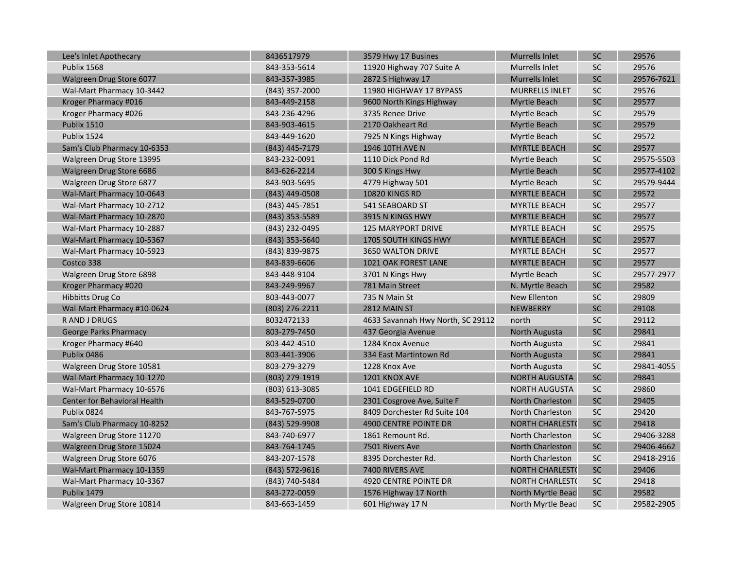| | | | | | |
|---|---|---|---|---|---|
| Lee's Inlet Apothecary | 8436517979 | 3579 Hwy 17 Busines | Murrells Inlet | SC | 29576 |
| Publix 1568 | 843-353-5614 | 11920 Highway 707 Suite A | Murrells Inlet | SC | 29576 |
| Walgreen Drug Store 6077 | 843-357-3985 | 2872 S Highway 17 | Murrells Inlet | SC | 29576-7621 |
| Wal-Mart Pharmacy 10-3442 | (843) 357-2000 | 11980 HIGHWAY 17 BYPASS | MURRELLS INLET | SC | 29576 |
| Kroger Pharmacy #016 | 843-449-2158 | 9600 North Kings Highway | Myrtle Beach | SC | 29577 |
| Kroger Pharmacy #026 | 843-236-4296 | 3735 Renee Drive | Myrtle Beach | SC | 29579 |
| Publix 1510 | 843-903-4615 | 2170 Oakheart Rd | Myrtle Beach | SC | 29579 |
| Publix 1524 | 843-449-1620 | 7925 N Kings Highway | Myrtle Beach | SC | 29572 |
| Sam's Club Pharmacy 10-6353 | (843) 445-7179 | 1946 10TH AVE N | MYRTLE BEACH | SC | 29577 |
| Walgreen Drug Store 13995 | 843-232-0091 | 1110 Dick Pond Rd | Myrtle Beach | SC | 29575-5503 |
| Walgreen Drug Store 6686 | 843-626-2214 | 300 S Kings Hwy | Myrtle Beach | SC | 29577-4102 |
| Walgreen Drug Store 6877 | 843-903-5695 | 4779 Highway 501 | Myrtle Beach | SC | 29579-9444 |
| Wal-Mart Pharmacy 10-0643 | (843) 449-0508 | 10820 KINGS RD | MYRTLE BEACH | SC | 29572 |
| Wal-Mart Pharmacy 10-2712 | (843) 445-7851 | 541 SEABOARD ST | MYRTLE BEACH | SC | 29577 |
| Wal-Mart Pharmacy 10-2870 | (843) 353-5589 | 3915 N KINGS HWY | MYRTLE BEACH | SC | 29577 |
| Wal-Mart Pharmacy 10-2887 | (843) 232-0495 | 125 MARYPORT DRIVE | MYRTLE BEACH | SC | 29575 |
| Wal-Mart Pharmacy 10-5367 | (843) 353-5640 | 1705 SOUTH KINGS HWY | MYRTLE BEACH | SC | 29577 |
| Wal-Mart Pharmacy 10-5923 | (843) 839-9875 | 3650 WALTON DRIVE | MYRTLE BEACH | SC | 29577 |
| Costco 338 | 843-839-6606 | 1021 OAK FOREST LANE | MYRTLE BEACH | SC | 29577 |
| Walgreen Drug Store 6898 | 843-448-9104 | 3701 N Kings Hwy | Myrtle Beach | SC | 29577-2977 |
| Kroger Pharmacy #020 | 843-249-9967 | 781 Main Street | N. Myrtle Beach | SC | 29582 |
| Hibbitts Drug Co | 803-443-0077 | 735 N Main St | New Ellenton | SC | 29809 |
| Wal-Mart Pharmacy #10-0624 | (803) 276-2211 | 2812 MAIN ST | NEWBERRY | SC | 29108 |
| R AND J DRUGS | 8032472133 | 4633 Savannah Hwy North, SC 29112 | north | SC | 29112 |
| George Parks Pharmacy | 803-279-7450 | 437 Georgia Avenue | North Augusta | SC | 29841 |
| Kroger Pharmacy #640 | 803-442-4510 | 1284 Knox Avenue | North Augusta | SC | 29841 |
| Publix 0486 | 803-441-3906 | 334 East Martintown Rd | North Augusta | SC | 29841 |
| Walgreen Drug Store 10581 | 803-279-3279 | 1228 Knox Ave | North Augusta | SC | 29841-4055 |
| Wal-Mart Pharmacy 10-1270 | (803) 279-1919 | 1201 KNOX AVE | NORTH AUGUSTA | SC | 29841 |
| Wal-Mart Pharmacy 10-6576 | (803) 613-3085 | 1041 EDGEFIELD RD | NORTH AUGUSTA | SC | 29860 |
| Center for Behavioral Health | 843-529-0700 | 2301 Cosgrove Ave, Suite F | North Charleston | SC | 29405 |
| Publix 0824 | 843-767-5975 | 8409 Dorchester Rd Suite 104 | North Charleston | SC | 29420 |
| Sam's Club Pharmacy 10-8252 | (843) 529-9908 | 4900 CENTRE POINTE DR | NORTH CHARLESTO | SC | 29418 |
| Walgreen Drug Store 11270 | 843-740-6977 | 1861 Remount Rd. | North Charleston | SC | 29406-3288 |
| Walgreen Drug Store 15024 | 843-764-1745 | 7501 Rivers Ave | North Charleston | SC | 29406-4662 |
| Walgreen Drug Store 6076 | 843-207-1578 | 8395 Dorchester Rd. | North Charleston | SC | 29418-2916 |
| Wal-Mart Pharmacy 10-1359 | (843) 572-9616 | 7400 RIVERS AVE | NORTH CHARLESTO | SC | 29406 |
| Wal-Mart Pharmacy 10-3367 | (843) 740-5484 | 4920 CENTRE POINTE DR | NORTH CHARLESTO | SC | 29418 |
| Publix 1479 | 843-272-0059 | 1576 Highway 17 North | North Myrtle Beac | SC | 29582 |
| Walgreen Drug Store 10814 | 843-663-1459 | 601 Highway 17 N | North Myrtle Beac | SC | 29582-2905 |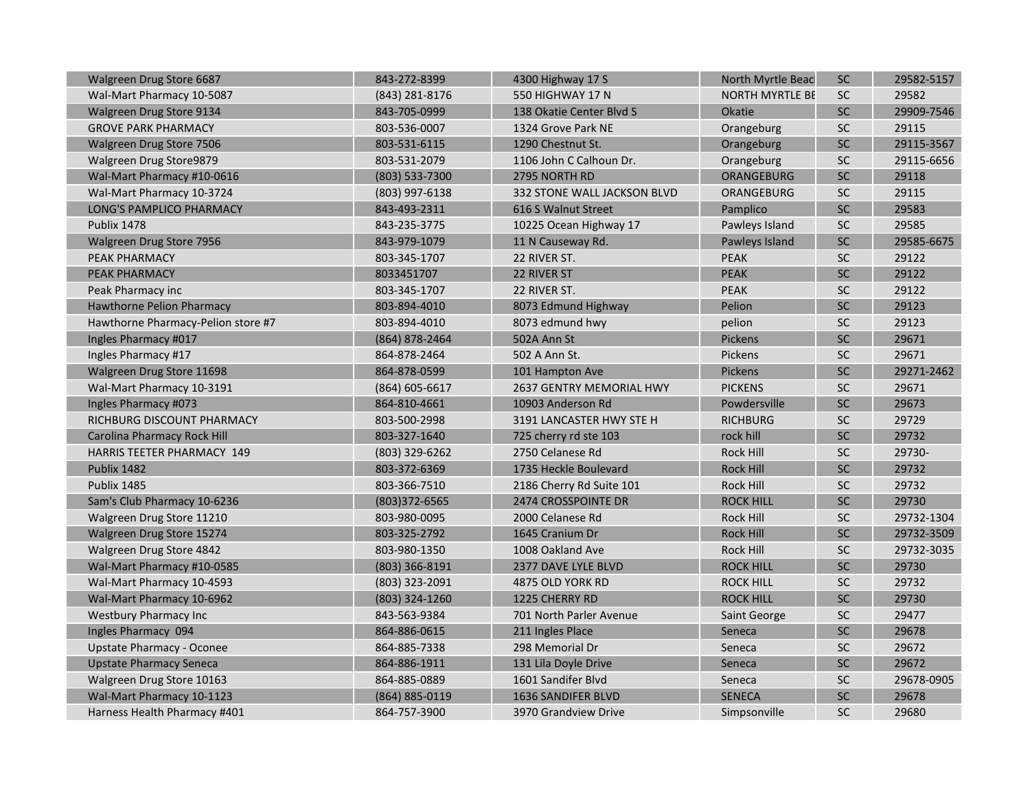| Walgreen Drug Store 6687 | 843-272-8399 | 4300 Highway 17 S | North Myrtle Beac | SC | 29582-5157 |
|---|---|---|---|---|---|
| Wal-Mart Pharmacy 10-5087 | (843) 281-8176 | 550 HIGHWAY 17 N | NORTH MYRTLE BE | SC | 29582 |
| Walgreen Drug Store 9134 | 843-705-0999 | 138 Okatie Center Blvd S | Okatie | SC | 29909-7546 |
| GROVE PARK PHARMACY | 803-536-0007 | 1324 Grove Park NE | Orangeburg | SC | 29115 |
| Walgreen Drug Store 7506 | 803-531-6115 | 1290 Chestnut St. | Orangeburg | SC | 29115-3567 |
| Walgreen Drug Store9879 | 803-531-2079 | 1106 John C Calhoun Dr. | Orangeburg | SC | 29115-6656 |
| Wal-Mart Pharmacy #10-0616 | (803) 533-7300 | 2795 NORTH RD | ORANGEBURG | SC | 29118 |
| Wal-Mart Pharmacy 10-3724 | (803) 997-6138 | 332 STONE WALL JACKSON BLVD | ORANGEBURG | SC | 29115 |
| LONG'S PAMPLICO PHARMACY | 843-493-2311 | 616 S Walnut Street | Pamplico | SC | 29583 |
| Publix 1478 | 843-235-3775 | 10225 Ocean Highway 17 | Pawleys Island | SC | 29585 |
| Walgreen Drug Store 7956 | 843-979-1079 | 11 N Causeway Rd. | Pawleys Island | SC | 29585-6675 |
| PEAK PHARMACY | 803-345-1707 | 22 RIVER ST. | PEAK | SC | 29122 |
| PEAK PHARMACY | 8033451707 | 22 RIVER ST | PEAK | SC | 29122 |
| Peak Pharmacy inc | 803-345-1707 | 22 RIVER ST. | PEAK | SC | 29122 |
| Hawthorne Pelion Pharmacy | 803-894-4010 | 8073 Edmund Highway | Pelion | SC | 29123 |
| Hawthorne Pharmacy-Pelion store #7 | 803-894-4010 | 8073 edmund hwy | pelion | SC | 29123 |
| Ingles Pharmacy #017 | (864) 878-2464 | 502A Ann St | Pickens | SC | 29671 |
| Ingles Pharmacy #17 | 864-878-2464 | 502 A Ann St. | Pickens | SC | 29671 |
| Walgreen Drug Store 11698 | 864-878-0599 | 101 Hampton Ave | Pickens | SC | 29271-2462 |
| Wal-Mart Pharmacy 10-3191 | (864) 605-6617 | 2637 GENTRY MEMORIAL HWY | PICKENS | SC | 29671 |
| Ingles Pharmacy #073 | 864-810-4661 | 10903 Anderson Rd | Powdersville | SC | 29673 |
| RICHBURG DISCOUNT PHARMACY | 803-500-2998 | 3191 LANCASTER HWY STE H | RICHBURG | SC | 29729 |
| Carolina Pharmacy Rock Hill | 803-327-1640 | 725 cherry rd ste 103 | rock hill | SC | 29732 |
| HARRIS TEETER PHARMACY 149 | (803) 329-6262 | 2750 Celanese Rd | Rock Hill | SC | 29730- |
| Publix 1482 | 803-372-6369 | 1735 Heckle Boulevard | Rock Hill | SC | 29732 |
| Publix 1485 | 803-366-7510 | 2186 Cherry Rd Suite 101 | Rock Hill | SC | 29732 |
| Sam's Club Pharmacy 10-6236 | (803)372-6565 | 2474 CROSSPOINTE DR | ROCK HILL | SC | 29730 |
| Walgreen Drug Store 11210 | 803-980-0095 | 2000 Celanese Rd | Rock Hill | SC | 29732-1304 |
| Walgreen Drug Store 15274 | 803-325-2792 | 1645 Cranium Dr | Rock Hill | SC | 29732-3509 |
| Walgreen Drug Store 4842 | 803-980-1350 | 1008 Oakland Ave | Rock Hill | SC | 29732-3035 |
| Wal-Mart Pharmacy #10-0585 | (803) 366-8191 | 2377 DAVE LYLE BLVD | ROCK HILL | SC | 29730 |
| Wal-Mart Pharmacy 10-4593 | (803) 323-2091 | 4875 OLD YORK RD | ROCK HILL | SC | 29732 |
| Wal-Mart Pharmacy 10-6962 | (803) 324-1260 | 1225 CHERRY RD | ROCK HILL | SC | 29730 |
| Westbury Pharmacy Inc | 843-563-9384 | 701 North Parler Avenue | Saint George | SC | 29477 |
| Ingles Pharmacy 094 | 864-886-0615 | 211 Ingles Place | Seneca | SC | 29678 |
| Upstate Pharmacy - Oconee | 864-885-7338 | 298 Memorial Dr | Seneca | SC | 29672 |
| Upstate Pharmacy Seneca | 864-886-1911 | 131 Lila Doyle Drive | Seneca | SC | 29672 |
| Walgreen Drug Store 10163 | 864-885-0889 | 1601 Sandifer Blvd | Seneca | SC | 29678-0905 |
| Wal-Mart Pharmacy 10-1123 | (864) 885-0119 | 1636 SANDIFER BLVD | SENECA | SC | 29678 |
| Harness Health Pharmacy #401 | 864-757-3900 | 3970 Grandview Drive | Simpsonville | SC | 29680 |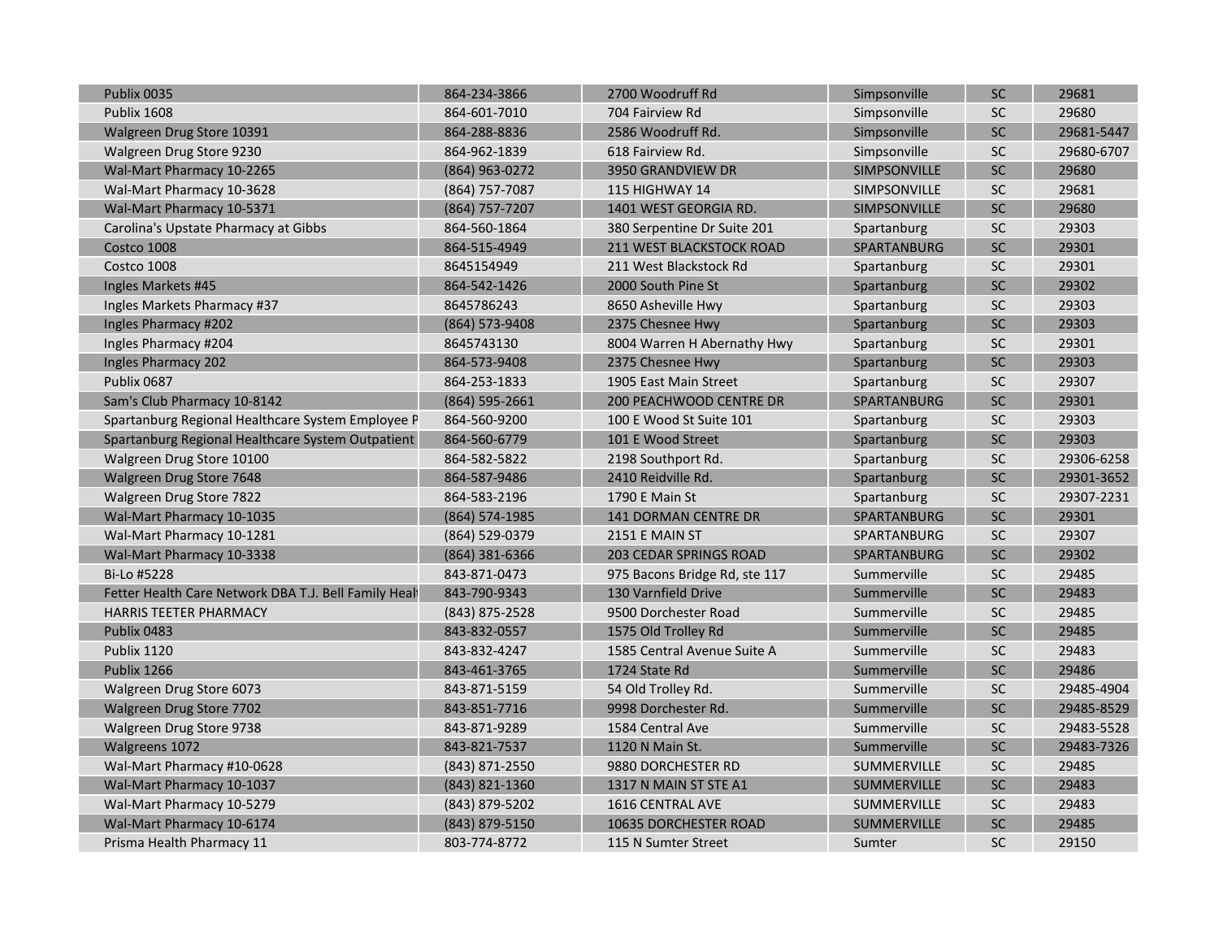| Publix 0035 | 864-234-3866 | 2700 Woodruff Rd | Simpsonville | SC | 29681 |
|---|---|---|---|---|---|
| Publix 1608 | 864-601-7010 | 704 Fairview Rd | Simpsonville | SC | 29680 |
| Walgreen Drug Store 10391 | 864-288-8836 | 2586 Woodruff Rd. | Simpsonville | SC | 29681-5447 |
| Walgreen Drug Store 9230 | 864-962-1839 | 618 Fairview Rd. | Simpsonville | SC | 29680-6707 |
| Wal-Mart Pharmacy 10-2265 | (864) 963-0272 | 3950 GRANDVIEW DR | SIMPSONVILLE | SC | 29680 |
| Wal-Mart Pharmacy 10-3628 | (864) 757-7087 | 115 HIGHWAY 14 | SIMPSONVILLE | SC | 29681 |
| Wal-Mart Pharmacy 10-5371 | (864) 757-7207 | 1401 WEST GEORGIA RD. | SIMPSONVILLE | SC | 29680 |
| Carolina's Upstate Pharmacy at Gibbs | 864-560-1864 | 380 Serpentine Dr Suite 201 | Spartanburg | SC | 29303 |
| Costco 1008 | 864-515-4949 | 211 WEST BLACKSTOCK ROAD | SPARTANBURG | SC | 29301 |
| Costco 1008 | 8645154949 | 211 West Blackstock Rd | Spartanburg | SC | 29301 |
| Ingles Markets #45 | 864-542-1426 | 2000 South Pine St | Spartanburg | SC | 29302 |
| Ingles Markets Pharmacy #37 | 8645786243 | 8650 Asheville Hwy | Spartanburg | SC | 29303 |
| Ingles Pharmacy #202 | (864) 573-9408 | 2375 Chesnee Hwy | Spartanburg | SC | 29303 |
| Ingles Pharmacy #204 | 8645743130 | 8004 Warren H Abernathy Hwy | Spartanburg | SC | 29301 |
| Ingles Pharmacy 202 | 864-573-9408 | 2375 Chesnee Hwy | Spartanburg | SC | 29303 |
| Publix 0687 | 864-253-1833 | 1905 East Main Street | Spartanburg | SC | 29307 |
| Sam's Club Pharmacy 10-8142 | (864) 595-2661 | 200 PEACHWOOD CENTRE DR | SPARTANBURG | SC | 29301 |
| Spartanburg Regional Healthcare System Employee P | 864-560-9200 | 100 E Wood St Suite 101 | Spartanburg | SC | 29303 |
| Spartanburg Regional Healthcare System Outpatient | 864-560-6779 | 101 E Wood Street | Spartanburg | SC | 29303 |
| Walgreen Drug Store 10100 | 864-582-5822 | 2198 Southport Rd. | Spartanburg | SC | 29306-6258 |
| Walgreen Drug Store 7648 | 864-587-9486 | 2410 Reidville Rd. | Spartanburg | SC | 29301-3652 |
| Walgreen Drug Store 7822 | 864-583-2196 | 1790 E Main St | Spartanburg | SC | 29307-2231 |
| Wal-Mart Pharmacy 10-1035 | (864) 574-1985 | 141 DORMAN CENTRE DR | SPARTANBURG | SC | 29301 |
| Wal-Mart Pharmacy 10-1281 | (864) 529-0379 | 2151 E MAIN ST | SPARTANBURG | SC | 29307 |
| Wal-Mart Pharmacy 10-3338 | (864) 381-6366 | 203 CEDAR SPRINGS ROAD | SPARTANBURG | SC | 29302 |
| Bi-Lo #5228 | 843-871-0473 | 975 Bacons Bridge Rd, ste 117 | Summerville | SC | 29485 |
| Fetter Health Care Network DBA T.J. Bell Family Heal | 843-790-9343 | 130 Varnfield Drive | Summerville | SC | 29483 |
| HARRIS TEETER PHARMACY | (843) 875-2528 | 9500 Dorchester Road | Summerville | SC | 29485 |
| Publix 0483 | 843-832-0557 | 1575 Old Trolley Rd | Summerville | SC | 29485 |
| Publix 1120 | 843-832-4247 | 1585 Central Avenue Suite A | Summerville | SC | 29483 |
| Publix 1266 | 843-461-3765 | 1724 State Rd | Summerville | SC | 29486 |
| Walgreen Drug Store 6073 | 843-871-5159 | 54 Old Trolley Rd. | Summerville | SC | 29485-4904 |
| Walgreen Drug Store 7702 | 843-851-7716 | 9998 Dorchester Rd. | Summerville | SC | 29485-8529 |
| Walgreen Drug Store 9738 | 843-871-9289 | 1584 Central Ave | Summerville | SC | 29483-5528 |
| Walgreens 1072 | 843-821-7537 | 1120 N Main St. | Summerville | SC | 29483-7326 |
| Wal-Mart Pharmacy #10-0628 | (843) 871-2550 | 9880 DORCHESTER RD | SUMMERVILLE | SC | 29485 |
| Wal-Mart Pharmacy 10-1037 | (843) 821-1360 | 1317 N MAIN ST STE A1 | SUMMERVILLE | SC | 29483 |
| Wal-Mart Pharmacy 10-5279 | (843) 879-5202 | 1616 CENTRAL AVE | SUMMERVILLE | SC | 29483 |
| Wal-Mart Pharmacy 10-6174 | (843) 879-5150 | 10635 DORCHESTER ROAD | SUMMERVILLE | SC | 29485 |
| Prisma Health Pharmacy 11 | 803-774-8772 | 115 N Sumter Street | Sumter | SC | 29150 |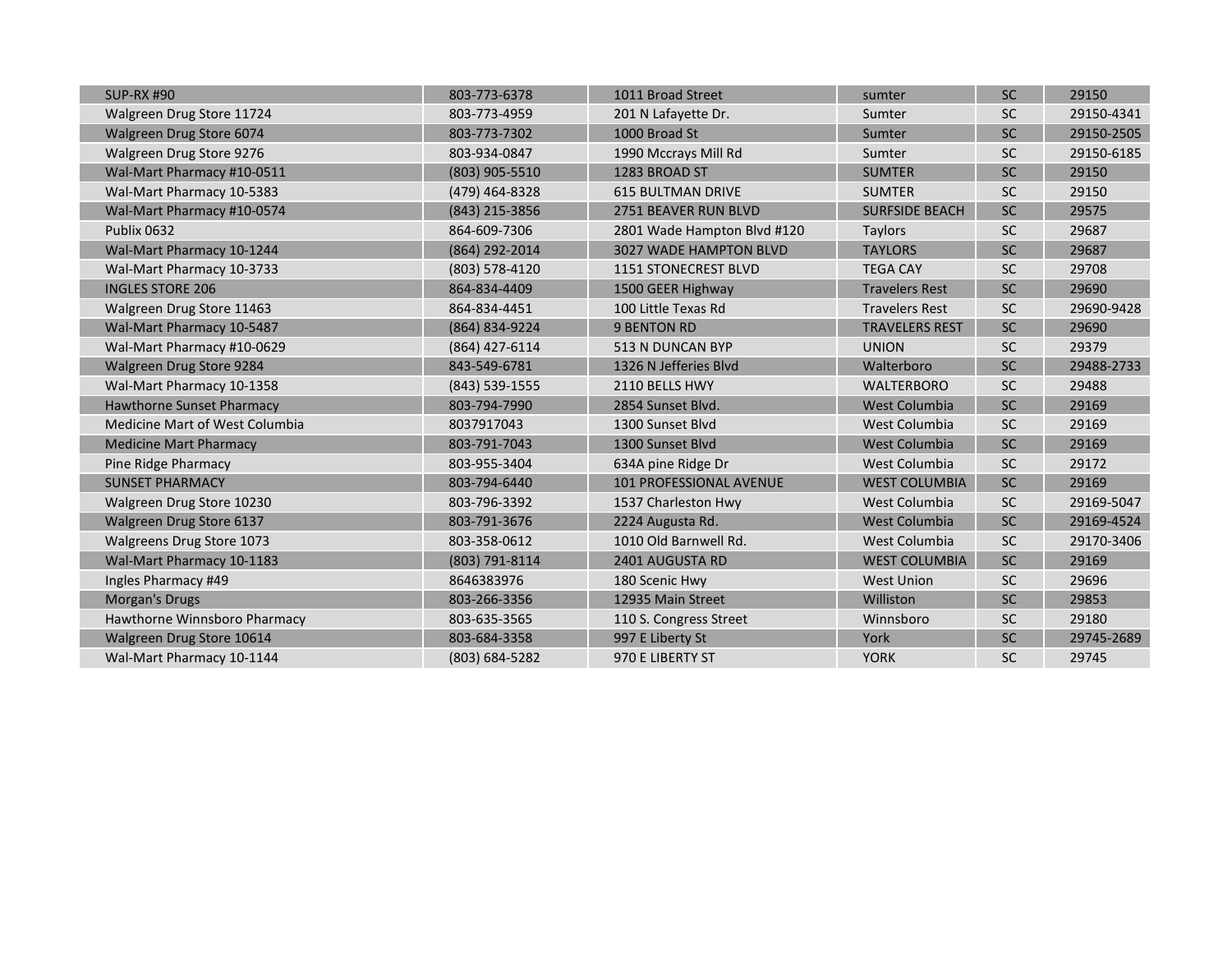| | | | | | |
|---|---|---|---|---|---|
| SUP-RX #90 | 803-773-6378 | 1011 Broad Street | sumter | SC | 29150 |
| Walgreen Drug Store 11724 | 803-773-4959 | 201 N Lafayette Dr. | Sumter | SC | 29150-4341 |
| Walgreen Drug Store 6074 | 803-773-7302 | 1000 Broad St | Sumter | SC | 29150-2505 |
| Walgreen Drug Store 9276 | 803-934-0847 | 1990 Mccrays Mill Rd | Sumter | SC | 29150-6185 |
| Wal-Mart Pharmacy #10-0511 | (803) 905-5510 | 1283 BROAD ST | SUMTER | SC | 29150 |
| Wal-Mart Pharmacy 10-5383 | (479) 464-8328 | 615 BULTMAN DRIVE | SUMTER | SC | 29150 |
| Wal-Mart Pharmacy #10-0574 | (843) 215-3856 | 2751 BEAVER RUN BLVD | SURFSIDE BEACH | SC | 29575 |
| Publix 0632 | 864-609-7306 | 2801 Wade Hampton Blvd #120 | Taylors | SC | 29687 |
| Wal-Mart Pharmacy 10-1244 | (864) 292-2014 | 3027 WADE HAMPTON BLVD | TAYLORS | SC | 29687 |
| Wal-Mart Pharmacy 10-3733 | (803) 578-4120 | 1151 STONECREST BLVD | TEGA CAY | SC | 29708 |
| INGLES STORE 206 | 864-834-4409 | 1500 GEER Highway | Travelers Rest | SC | 29690 |
| Walgreen Drug Store 11463 | 864-834-4451 | 100 Little Texas Rd | Travelers Rest | SC | 29690-9428 |
| Wal-Mart Pharmacy 10-5487 | (864) 834-9224 | 9 BENTON RD | TRAVELERS REST | SC | 29690 |
| Wal-Mart Pharmacy #10-0629 | (864) 427-6114 | 513 N DUNCAN BYP | UNION | SC | 29379 |
| Walgreen Drug Store 9284 | 843-549-6781 | 1326 N Jefferies Blvd | Walterboro | SC | 29488-2733 |
| Wal-Mart Pharmacy 10-1358 | (843) 539-1555 | 2110 BELLS HWY | WALTERBORO | SC | 29488 |
| Hawthorne Sunset Pharmacy | 803-794-7990 | 2854 Sunset Blvd. | West Columbia | SC | 29169 |
| Medicine Mart of West Columbia | 8037917043 | 1300 Sunset Blvd | West Columbia | SC | 29169 |
| Medicine Mart Pharmacy | 803-791-7043 | 1300 Sunset Blvd | West Columbia | SC | 29169 |
| Pine Ridge Pharmacy | 803-955-3404 | 634A pine Ridge Dr | West Columbia | SC | 29172 |
| SUNSET PHARMACY | 803-794-6440 | 101 PROFESSIONAL AVENUE | WEST COLUMBIA | SC | 29169 |
| Walgreen Drug Store 10230 | 803-796-3392 | 1537 Charleston Hwy | West Columbia | SC | 29169-5047 |
| Walgreen Drug Store 6137 | 803-791-3676 | 2224 Augusta Rd. | West Columbia | SC | 29169-4524 |
| Walgreens Drug Store 1073 | 803-358-0612 | 1010 Old Barnwell Rd. | West Columbia | SC | 29170-3406 |
| Wal-Mart Pharmacy 10-1183 | (803) 791-8114 | 2401 AUGUSTA RD | WEST COLUMBIA | SC | 29169 |
| Ingles Pharmacy #49 | 8646383976 | 180 Scenic Hwy | West Union | SC | 29696 |
| Morgan's Drugs | 803-266-3356 | 12935 Main Street | Williston | SC | 29853 |
| Hawthorne Winnsboro Pharmacy | 803-635-3565 | 110 S. Congress Street | Winnsboro | SC | 29180 |
| Walgreen Drug Store 10614 | 803-684-3358 | 997 E Liberty St | York | SC | 29745-2689 |
| Wal-Mart Pharmacy 10-1144 | (803) 684-5282 | 970 E LIBERTY ST | YORK | SC | 29745 |